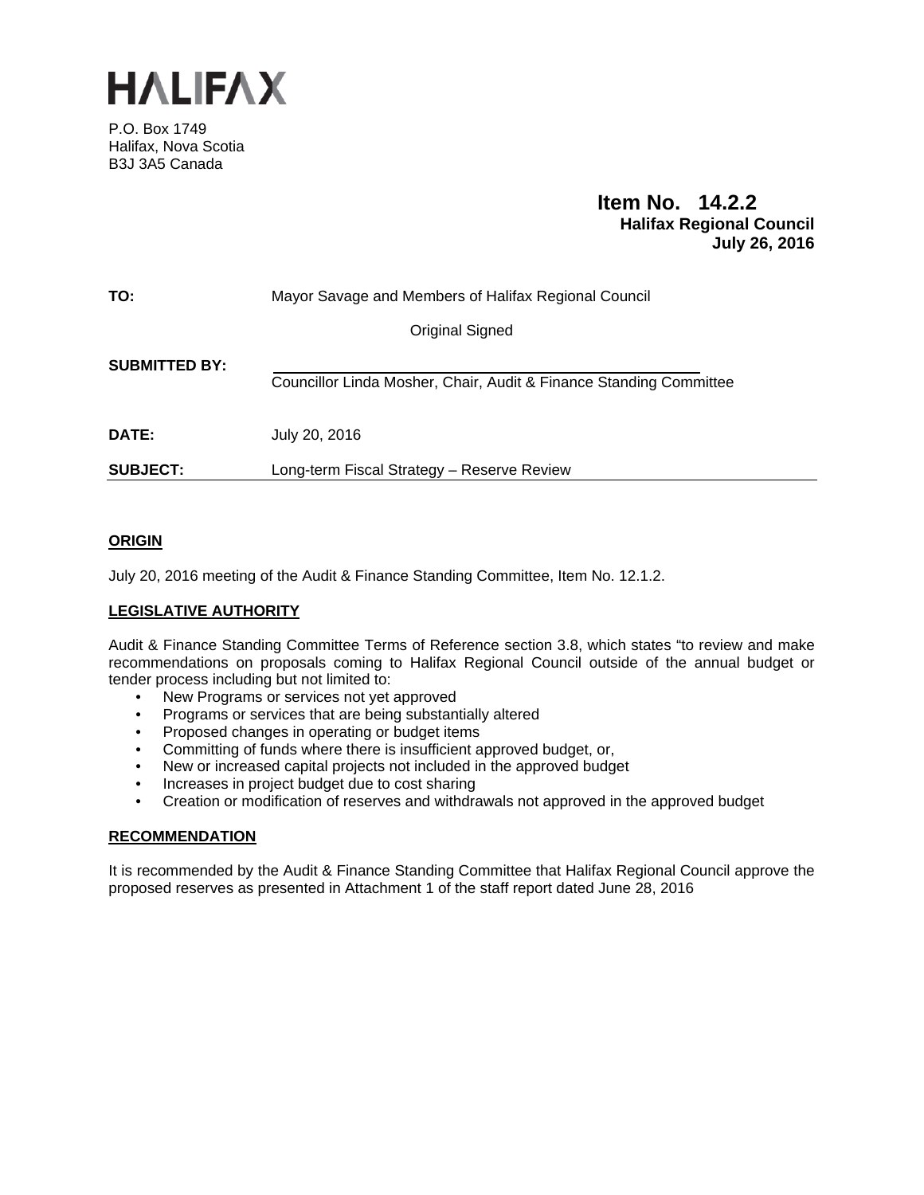# HALIFAX

P.O. Box 1749
Halifax, Nova Scotia
B3J 3A5 Canada

**Item No. 14.2.2**
**Halifax Regional Council**
**July 26, 2016**

**TO:** Mayor Savage and Members of Halifax Regional Council

Original Signed

**SUBMITTED BY:** Councillor Linda Mosher, Chair, Audit & Finance Standing Committee

**DATE:** July 20, 2016

**SUBJECT:** Long-term Fiscal Strategy – Reserve Review

## ORIGIN

July 20, 2016 meeting of the Audit & Finance Standing Committee, Item No. 12.1.2.

## LEGISLATIVE AUTHORITY

Audit & Finance Standing Committee Terms of Reference section 3.8, which states "to review and make recommendations on proposals coming to Halifax Regional Council outside of the annual budget or tender process including but not limited to:

- New Programs or services not yet approved
- Programs or services that are being substantially altered
- Proposed changes in operating or budget items
- Committing of funds where there is insufficient approved budget, or,
- New or increased capital projects not included in the approved budget
- Increases in project budget due to cost sharing
- Creation or modification of reserves and withdrawals not approved in the approved budget

## RECOMMENDATION

It is recommended by the Audit & Finance Standing Committee that Halifax Regional Council approve the proposed reserves as presented in Attachment 1 of the staff report dated June 28, 2016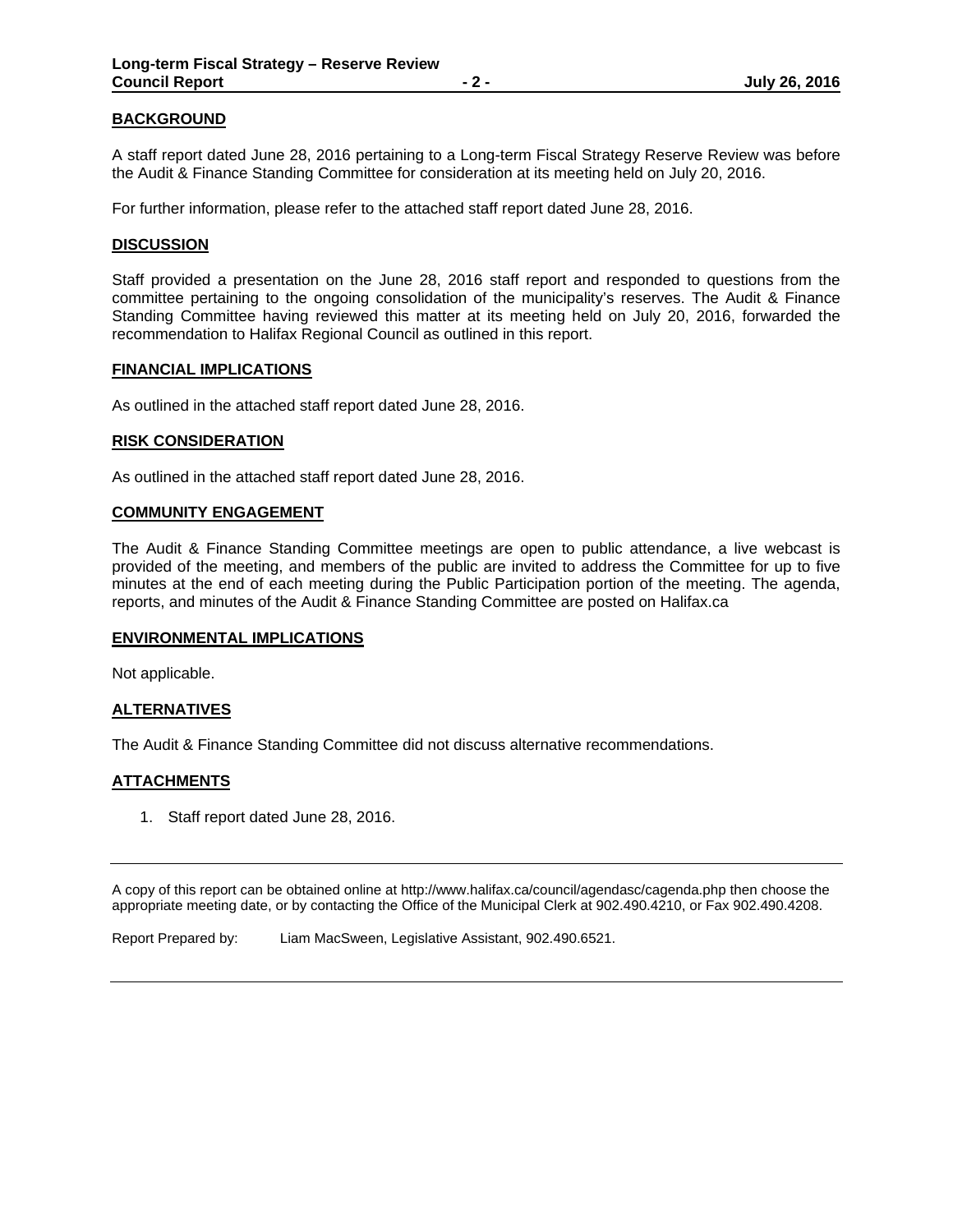## BACKGROUND

A staff report dated June 28, 2016 pertaining to a Long-term Fiscal Strategy Reserve Review was before the Audit & Finance Standing Committee for consideration at its meeting held on July 20, 2016.

For further information, please refer to the attached staff report dated June 28, 2016.

## DISCUSSION

Staff provided a presentation on the June 28, 2016 staff report and responded to questions from the committee pertaining to the ongoing consolidation of the municipality's reserves. The Audit & Finance Standing Committee having reviewed this matter at its meeting held on July 20, 2016, forwarded the recommendation to Halifax Regional Council as outlined in this report.

## FINANCIAL IMPLICATIONS

As outlined in the attached staff report dated June 28, 2016.

## RISK CONSIDERATION

As outlined in the attached staff report dated June 28, 2016.

## COMMUNITY ENGAGEMENT

The Audit & Finance Standing Committee meetings are open to public attendance, a live webcast is provided of the meeting, and members of the public are invited to address the Committee for up to five minutes at the end of each meeting during the Public Participation portion of the meeting. The agenda, reports, and minutes of the Audit & Finance Standing Committee are posted on Halifax.ca

## ENVIRONMENTAL IMPLICATIONS

Not applicable.

## ALTERNATIVES

The Audit & Finance Standing Committee did not discuss alternative recommendations.

## ATTACHMENTS

1. Staff report dated June 28, 2016.

---

A copy of this report can be obtained online at http://www.halifax.ca/council/agendasc/cagenda.php then choose the appropriate meeting date, or by contacting the Office of the Municipal Clerk at 902.490.4210, or Fax 902.490.4208.

Report Prepared by: Liam MacSween, Legislative Assistant, 902.490.6521.

---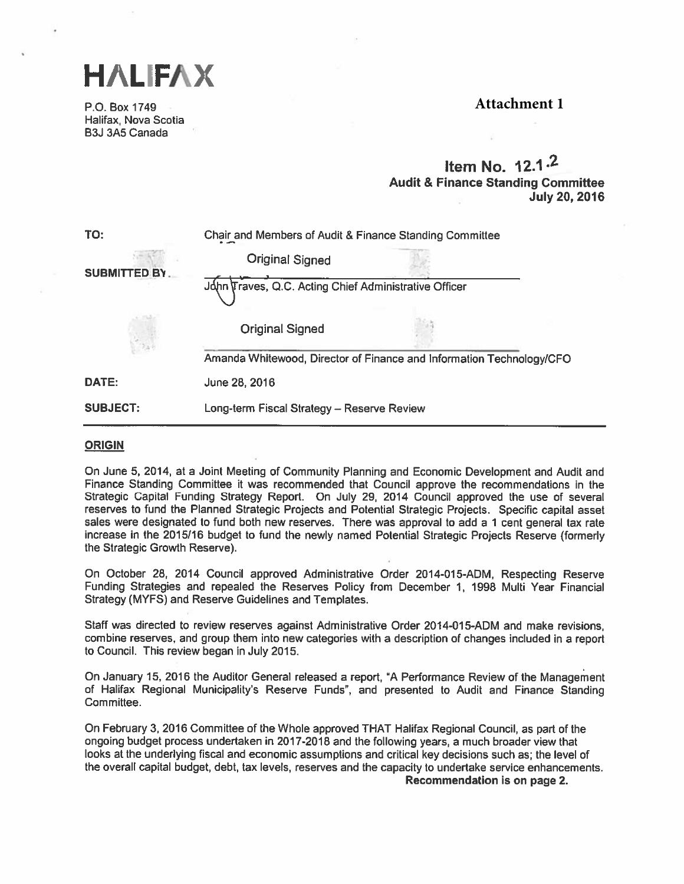# HALIFAX

P.O. Box 1749
Halifax, Nova Scotia
B3J 3A5 Canada

**Attachment 1**

**Item No. 12.1.2**
**Audit & Finance Standing Committee**
**July 20, 2016**

| | |
|---|---|
| **TO:** | Chair and Members of Audit & Finance Standing Committee |
| **SUBMITTED BY:** | Original Signed<br>John Traves, Q.C. Acting Chief Administrative Officer |
| | Original Signed<br>Amanda Whitewood, Director of Finance and Information Technology/CFO |
| **DATE:** | June 28, 2016 |
| **SUBJECT:** | Long-term Fiscal Strategy – Reserve Review |

## ORIGIN

On June 5, 2014, at a Joint Meeting of Community Planning and Economic Development and Audit and Finance Standing Committee it was recommended that Council approve the recommendations in the Strategic Capital Funding Strategy Report. On July 29, 2014 Council approved the use of several reserves to fund the Planned Strategic Projects and Potential Strategic Projects. Specific capital asset sales were designated to fund both new reserves. There was approval to add a 1 cent general tax rate increase in the 2015/16 budget to fund the newly named Potential Strategic Projects Reserve (formerly the Strategic Growth Reserve).

On October 28, 2014 Council approved Administrative Order 2014-015-ADM, Respecting Reserve Funding Strategies and repealed the Reserves Policy from December 1, 1998 Multi Year Financial Strategy (MYFS) and Reserve Guidelines and Templates.

Staff was directed to review reserves against Administrative Order 2014-015-ADM and make revisions, combine reserves, and group them into new categories with a description of changes included in a report to Council. This review began in July 2015.

On January 15, 2016 the Auditor General released a report, "A Performance Review of the Management of Halifax Regional Municipality's Reserve Funds", and presented to Audit and Finance Standing Committee.

On February 3, 2016 Committee of the Whole approved THAT Halifax Regional Council, as part of the ongoing budget process undertaken in 2017-2018 and the following years, a much broader view that looks at the underlying fiscal and economic assumptions and critical key decisions such as; the level of the overall capital budget, debt, tax levels, reserves and the capacity to undertake service enhancements.

**Recommendation is on page 2.**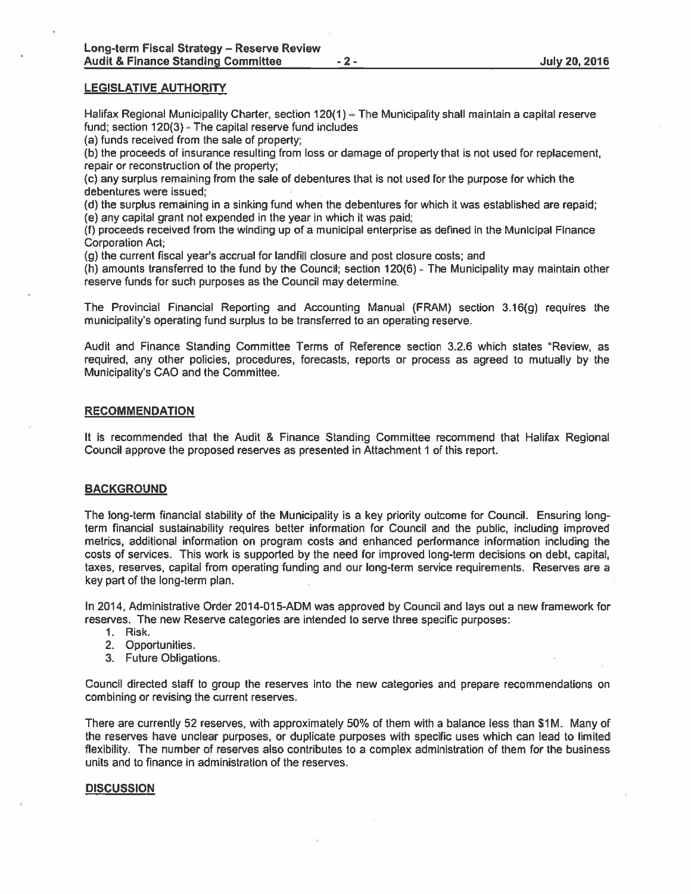## LEGISLATIVE AUTHORITY

Halifax Regional Municipality Charter, section 120(1) – The Municipality shall maintain a capital reserve fund; section 120(3) - The capital reserve fund includes

(a) funds received from the sale of property;

(b) the proceeds of insurance resulting from loss or damage of property that is not used for replacement, repair or reconstruction of the property;

(c) any surplus remaining from the sale of debentures that is not used for the purpose for which the debentures were issued;

(d) the surplus remaining in a sinking fund when the debentures for which it was established are repaid;

(e) any capital grant not expended in the year in which it was paid;

(f) proceeds received from the winding up of a municipal enterprise as defined in the Municipal Finance Corporation Act;

(g) the current fiscal year's accrual for landfill closure and post closure costs; and

(h) amounts transferred to the fund by the Council; section 120(6) - The Municipality may maintain other reserve funds for such purposes as the Council may determine.

The Provincial Financial Reporting and Accounting Manual (FRAM) section 3.16(g) requires the municipality's operating fund surplus to be transferred to an operating reserve.

Audit and Finance Standing Committee Terms of Reference section 3.2.6 which states "Review, as required, any other policies, procedures, forecasts, reports or process as agreed to mutually by the Municipality's CAO and the Committee.

## RECOMMENDATION

It is recommended that the Audit & Finance Standing Committee recommend that Halifax Regional Council approve the proposed reserves as presented in Attachment 1 of this report.

## BACKGROUND

The long-term financial stability of the Municipality is a key priority outcome for Council. Ensuring long-term financial sustainability requires better information for Council and the public, including improved metrics, additional information on program costs and enhanced performance information including the costs of services. This work is supported by the need for improved long-term decisions on debt, capital, taxes, reserves, capital from operating funding and our long-term service requirements. Reserves are a key part of the long-term plan.

In 2014, Administrative Order 2014-015-ADM was approved by Council and lays out a new framework for reserves. The new Reserve categories are intended to serve three specific purposes:

1. Risk.
2. Opportunities.
3. Future Obligations.

Council directed staff to group the reserves into the new categories and prepare recommendations on combining or revising the current reserves.

There are currently 52 reserves, with approximately 50% of them with a balance less than $1M. Many of the reserves have unclear purposes, or duplicate purposes with specific uses which can lead to limited flexibility. The number of reserves also contributes to a complex administration of them for the business units and to finance in administration of the reserves.

## DISCUSSION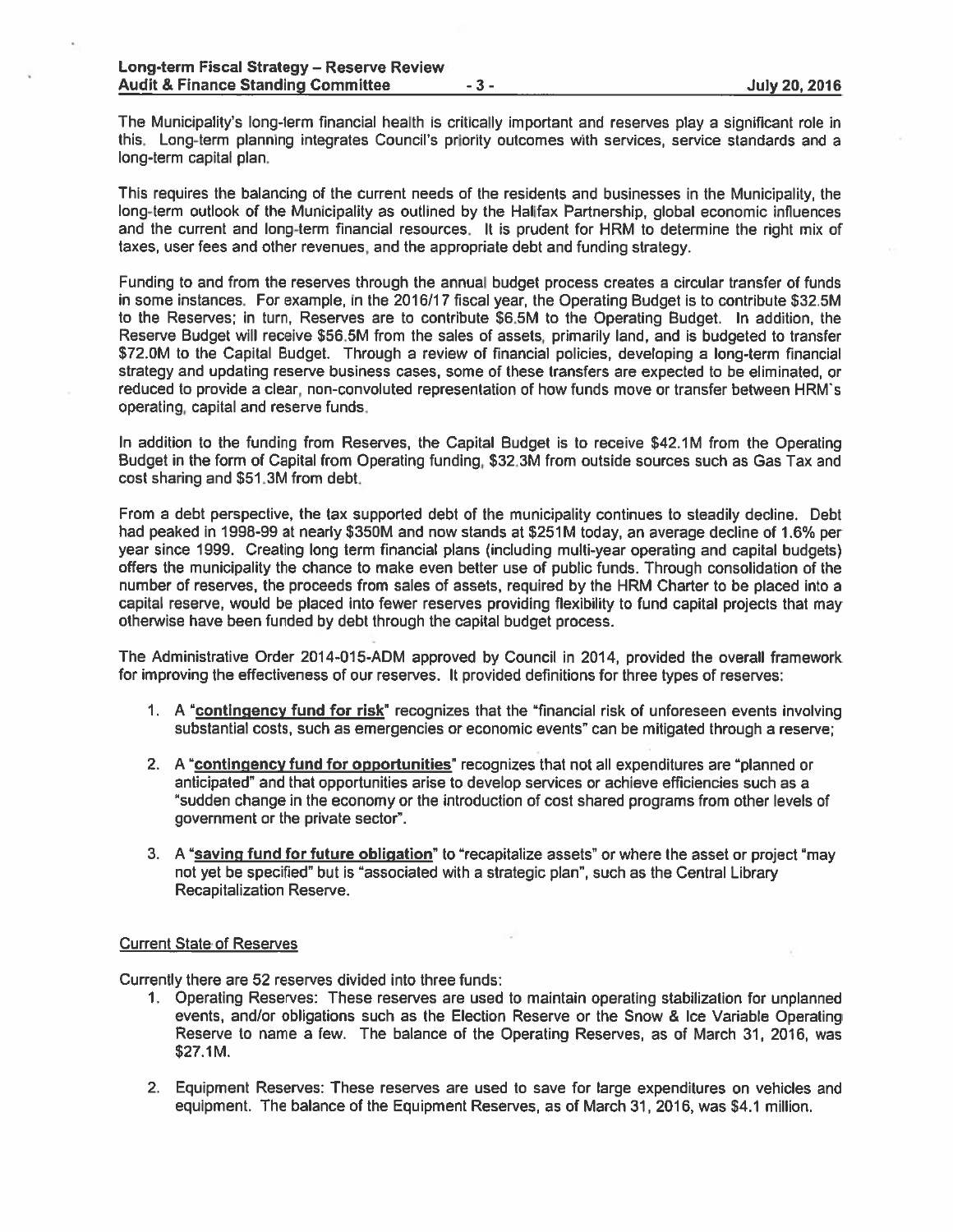The Municipality's long-term financial health is critically important and reserves play a significant role in this. Long-term planning integrates Council's priority outcomes with services, service standards and a long-term capital plan.

This requires the balancing of the current needs of the residents and businesses in the Municipality, the long-term outlook of the Municipality as outlined by the Halifax Partnership, global economic influences and the current and long-term financial resources. It is prudent for HRM to determine the right mix of taxes, user fees and other revenues, and the appropriate debt and funding strategy.

Funding to and from the reserves through the annual budget process creates a circular transfer of funds in some instances. For example, in the 2016/17 fiscal year, the Operating Budget is to contribute $32.5M to the Reserves; in turn, Reserves are to contribute $6.5M to the Operating Budget. In addition, the Reserve Budget will receive $56.5M from the sales of assets, primarily land, and is budgeted to transfer $72.0M to the Capital Budget. Through a review of financial policies, developing a long-term financial strategy and updating reserve business cases, some of these transfers are expected to be eliminated, or reduced to provide a clear, non-convoluted representation of how funds move or transfer between HRM's operating, capital and reserve funds.

In addition to the funding from Reserves, the Capital Budget is to receive $42.1M from the Operating Budget in the form of Capital from Operating funding, $32.3M from outside sources such as Gas Tax and cost sharing and $51.3M from debt.

From a debt perspective, the tax supported debt of the municipality continues to steadily decline. Debt had peaked in 1998-99 at nearly $350M and now stands at $251M today, an average decline of 1.6% per year since 1999. Creating long term financial plans (including multi-year operating and capital budgets) offers the municipality the chance to make even better use of public funds. Through consolidation of the number of reserves, the proceeds from sales of assets, required by the HRM Charter to be placed into a capital reserve, would be placed into fewer reserves providing flexibility to fund capital projects that may otherwise have been funded by debt through the capital budget process.

The Administrative Order 2014-015-ADM approved by Council in 2014, provided the overall framework for improving the effectiveness of our reserves. It provided definitions for three types of reserves:

1. A "**contingency fund for risk**" recognizes that the "financial risk of unforeseen events involving substantial costs, such as emergencies or economic events" can be mitigated through a reserve;

2. A "**contingency fund for opportunities**" recognizes that not all expenditures are "planned or anticipated" and that opportunities arise to develop services or achieve efficiencies such as a "sudden change in the economy or the introduction of cost shared programs from other levels of government or the private sector".

3. A "**saving fund for future obligation**" to "recapitalize assets" or where the asset or project "may not yet be specified" but is "associated with a strategic plan", such as the Central Library Recapitalization Reserve.

## Current State of Reserves

Currently there are 52 reserves divided into three funds:

1. Operating Reserves: These reserves are used to maintain operating stabilization for unplanned events, and/or obligations such as the Election Reserve or the Snow & Ice Variable Operating Reserve to name a few. The balance of the Operating Reserves, as of March 31, 2016, was $27.1M.

2. Equipment Reserves: These reserves are used to save for large expenditures on vehicles and equipment. The balance of the Equipment Reserves, as of March 31, 2016, was $4.1 million.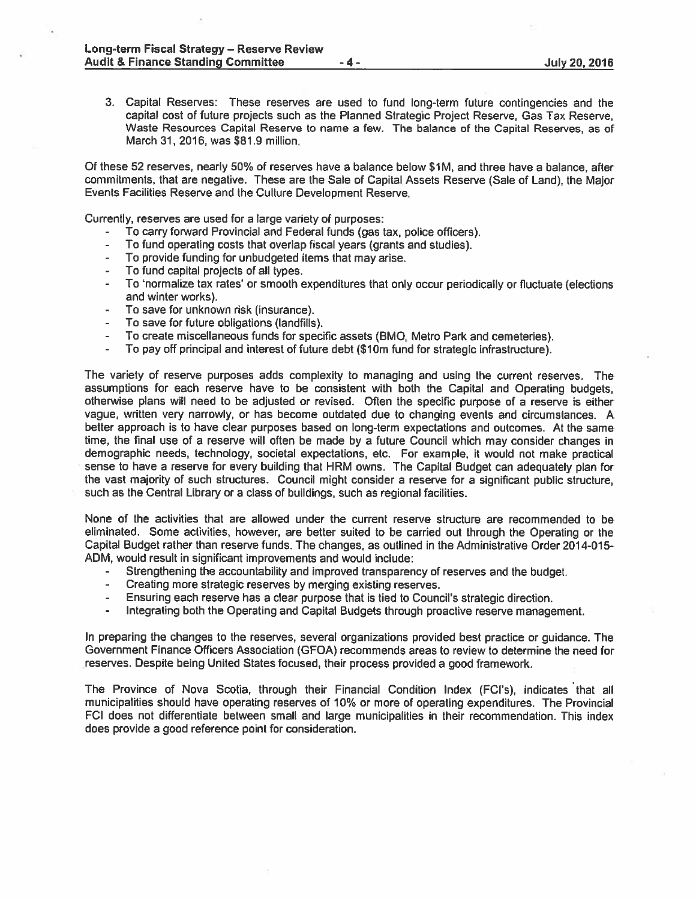3. Capital Reserves: These reserves are used to fund long-term future contingencies and the capital cost of future projects such as the Planned Strategic Project Reserve, Gas Tax Reserve, Waste Resources Capital Reserve to name a few. The balance of the Capital Reserves, as of March 31, 2016, was $81.9 million.

Of these 52 reserves, nearly 50% of reserves have a balance below $1M, and three have a balance, after commitments, that are negative. These are the Sale of Capital Assets Reserve (Sale of Land), the Major Events Facilities Reserve and the Culture Development Reserve.

Currently, reserves are used for a large variety of purposes:

- To carry forward Provincial and Federal funds (gas tax, police officers).
- To fund operating costs that overlap fiscal years (grants and studies).
- To provide funding for unbudgeted items that may arise.
- To fund capital projects of all types.
- To 'normalize tax rates' or smooth expenditures that only occur periodically or fluctuate (elections and winter works).
- To save for unknown risk (insurance).
- To save for future obligations (landfills).
- To create miscellaneous funds for specific assets (BMO, Metro Park and cemeteries).
- To pay off principal and interest of future debt ($10m fund for strategic infrastructure).

The variety of reserve purposes adds complexity to managing and using the current reserves. The assumptions for each reserve have to be consistent with both the Capital and Operating budgets, otherwise plans will need to be adjusted or revised. Often the specific purpose of a reserve is either vague, written very narrowly, or has become outdated due to changing events and circumstances. A better approach is to have clear purposes based on long-term expectations and outcomes. At the same time, the final use of a reserve will often be made by a future Council which may consider changes in demographic needs, technology, societal expectations, etc. For example, it would not make practical sense to have a reserve for every building that HRM owns. The Capital Budget can adequately plan for the vast majority of such structures. Council might consider a reserve for a significant public structure, such as the Central Library or a class of buildings, such as regional facilities.

None of the activities that are allowed under the current reserve structure are recommended to be eliminated. Some activities, however, are better suited to be carried out through the Operating or the Capital Budget rather than reserve funds. The changes, as outlined in the Administrative Order 2014-015-ADM, would result in significant improvements and would include:

- Strengthening the accountability and improved transparency of reserves and the budget.
- Creating more strategic reserves by merging existing reserves.
- Ensuring each reserve has a clear purpose that is tied to Council's strategic direction.
- Integrating both the Operating and Capital Budgets through proactive reserve management.

In preparing the changes to the reserves, several organizations provided best practice or guidance. The Government Finance Officers Association (GFOA) recommends areas to review to determine the need for reserves. Despite being United States focused, their process provided a good framework.

The Province of Nova Scotia, through their Financial Condition Index (FCI's), indicates that all municipalities should have operating reserves of 10% or more of operating expenditures. The Provincial FCI does not differentiate between small and large municipalities in their recommendation. This index does provide a good reference point for consideration.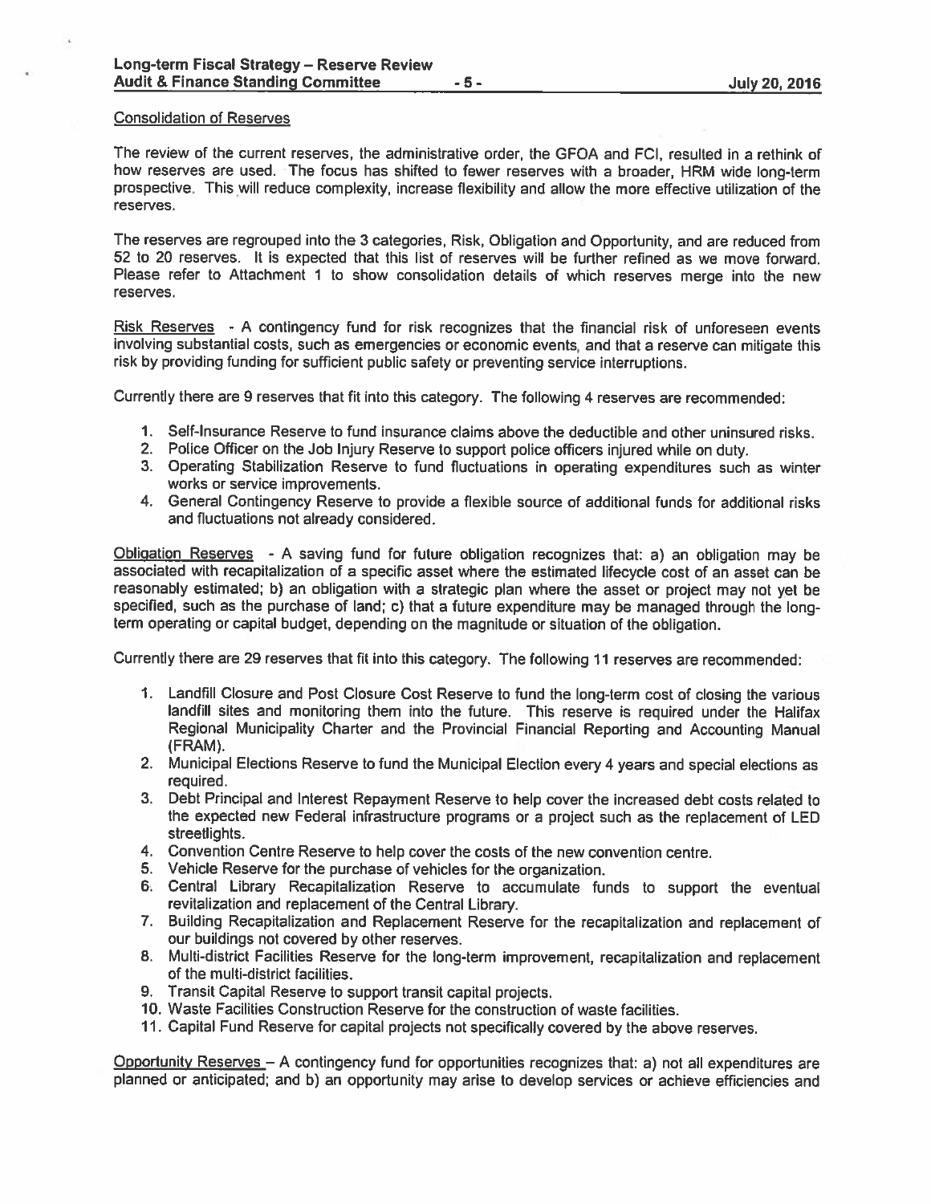Consolidation of Reserves

The review of the current reserves, the administrative order, the GFOA and FCI, resulted in a rethink of how reserves are used. The focus has shifted to fewer reserves with a broader, HRM wide long-term prospective. This will reduce complexity, increase flexibility and allow the more effective utilization of the reserves.

The reserves are regrouped into the 3 categories, Risk, Obligation and Opportunity, and are reduced from 52 to 20 reserves. It is expected that this list of reserves will be further refined as we move forward. Please refer to Attachment 1 to show consolidation details of which reserves merge into the new reserves.

Risk Reserves - A contingency fund for risk recognizes that the financial risk of unforeseen events involving substantial costs, such as emergencies or economic events, and that a reserve can mitigate this risk by providing funding for sufficient public safety or preventing service interruptions.

Currently there are 9 reserves that fit into this category. The following 4 reserves are recommended:

1. Self-Insurance Reserve to fund insurance claims above the deductible and other uninsured risks.
2. Police Officer on the Job Injury Reserve to support police officers injured while on duty.
3. Operating Stabilization Reserve to fund fluctuations in operating expenditures such as winter works or service improvements.
4. General Contingency Reserve to provide a flexible source of additional funds for additional risks and fluctuations not already considered.

Obligation Reserves - A saving fund for future obligation recognizes that: a) an obligation may be associated with recapitalization of a specific asset where the estimated lifecycle cost of an asset can be reasonably estimated; b) an obligation with a strategic plan where the asset or project may not yet be specified, such as the purchase of land; c) that a future expenditure may be managed through the long-term operating or capital budget, depending on the magnitude or situation of the obligation.

Currently there are 29 reserves that fit into this category. The following 11 reserves are recommended:

1. Landfill Closure and Post Closure Cost Reserve to fund the long-term cost of closing the various landfill sites and monitoring them into the future. This reserve is required under the Halifax Regional Municipality Charter and the Provincial Financial Reporting and Accounting Manual (FRAM).
2. Municipal Elections Reserve to fund the Municipal Election every 4 years and special elections as required.
3. Debt Principal and Interest Repayment Reserve to help cover the increased debt costs related to the expected new Federal infrastructure programs or a project such as the replacement of LED streetlights.
4. Convention Centre Reserve to help cover the costs of the new convention centre.
5. Vehicle Reserve for the purchase of vehicles for the organization.
6. Central Library Recapitalization Reserve to accumulate funds to support the eventual revitalization and replacement of the Central Library.
7. Building Recapitalization and Replacement Reserve for the recapitalization and replacement of our buildings not covered by other reserves.
8. Multi-district Facilities Reserve for the long-term improvement, recapitalization and replacement of the multi-district facilities.
9. Transit Capital Reserve to support transit capital projects.
10. Waste Facilities Construction Reserve for the construction of waste facilities.
11. Capital Fund Reserve for capital projects not specifically covered by the above reserves.

Opportunity Reserves – A contingency fund for opportunities recognizes that: a) not all expenditures are planned or anticipated; and b) an opportunity may arise to develop services or achieve efficiencies and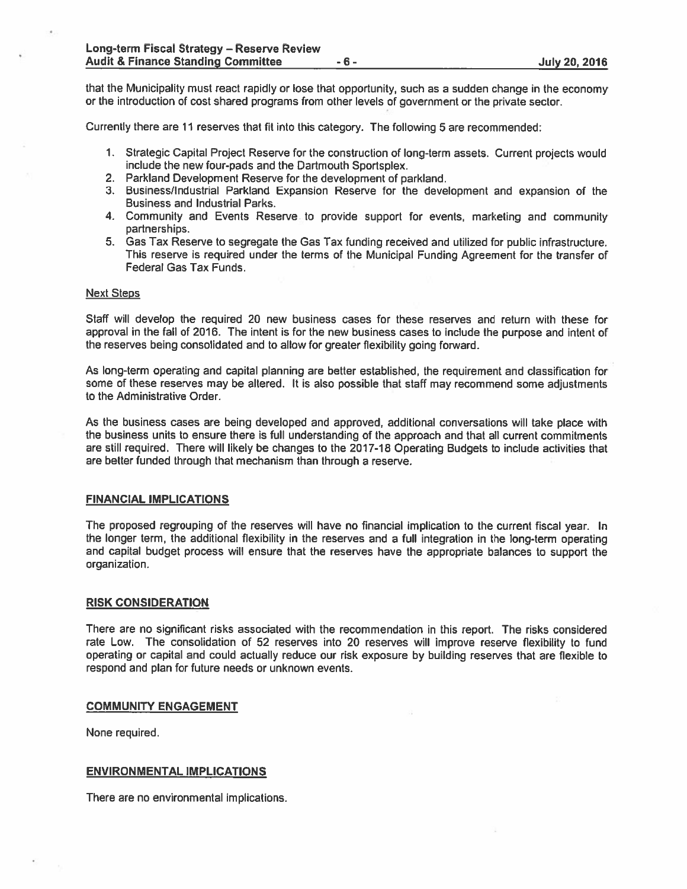that the Municipality must react rapidly or lose that opportunity, such as a sudden change in the economy or the introduction of cost shared programs from other levels of government or the private sector.

Currently there are 11 reserves that fit into this category. The following 5 are recommended:

1. Strategic Capital Project Reserve for the construction of long-term assets. Current projects would include the new four-pads and the Dartmouth Sportsplex.
2. Parkland Development Reserve for the development of parkland.
3. Business/Industrial Parkland Expansion Reserve for the development and expansion of the Business and Industrial Parks.
4. Community and Events Reserve to provide support for events, marketing and community partnerships.
5. Gas Tax Reserve to segregate the Gas Tax funding received and utilized for public infrastructure. This reserve is required under the terms of the Municipal Funding Agreement for the transfer of Federal Gas Tax Funds.

Next Steps

Staff will develop the required 20 new business cases for these reserves and return with these for approval in the fall of 2016. The intent is for the new business cases to include the purpose and intent of the reserves being consolidated and to allow for greater flexibility going forward.

As long-term operating and capital planning are better established, the requirement and classification for some of these reserves may be altered. It is also possible that staff may recommend some adjustments to the Administrative Order.

As the business cases are being developed and approved, additional conversations will take place with the business units to ensure there is full understanding of the approach and that all current commitments are still required. There will likely be changes to the 2017-18 Operating Budgets to include activities that are better funded through that mechanism than through a reserve.

## FINANCIAL IMPLICATIONS

The proposed regrouping of the reserves will have no financial implication to the current fiscal year. In the longer term, the additional flexibility in the reserves and a full integration in the long-term operating and capital budget process will ensure that the reserves have the appropriate balances to support the organization.

## RISK CONSIDERATION

There are no significant risks associated with the recommendation in this report. The risks considered rate Low. The consolidation of 52 reserves into 20 reserves will improve reserve flexibility to fund operating or capital and could actually reduce our risk exposure by building reserves that are flexible to respond and plan for future needs or unknown events.

## COMMUNITY ENGAGEMENT

None required.

## ENVIRONMENTAL IMPLICATIONS

There are no environmental implications.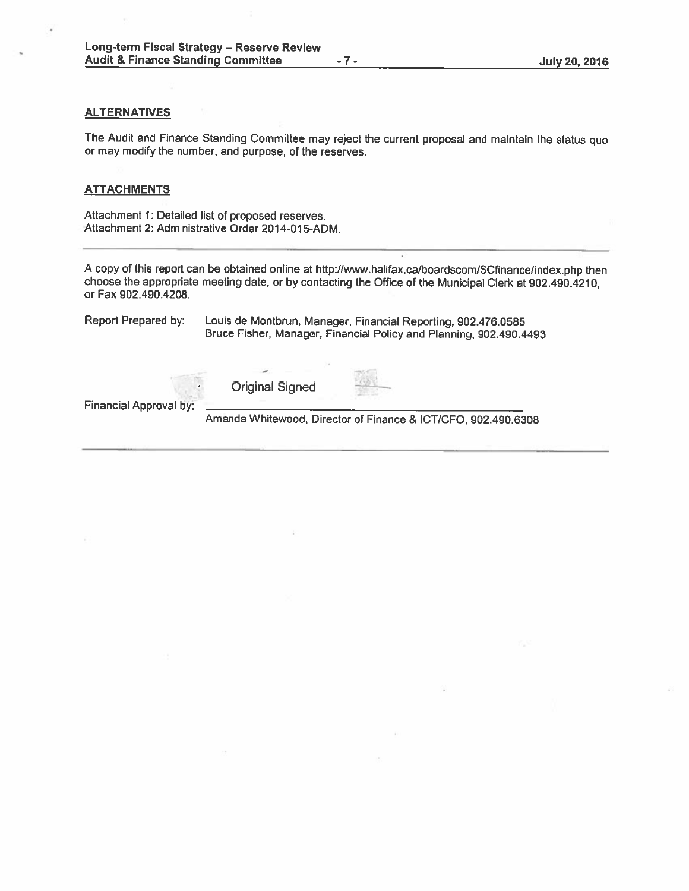## ALTERNATIVES

The Audit and Finance Standing Committee may reject the current proposal and maintain the status quo or may modify the number, and purpose, of the reserves.

## ATTACHMENTS

Attachment 1: Detailed list of proposed reserves.
Attachment 2: Administrative Order 2014-015-ADM.

---

A copy of this report can be obtained online at http://www.halifax.ca/boardscom/SCfinance/index.php then choose the appropriate meeting date, or by contacting the Office of the Municipal Clerk at 902.490.4210, or Fax 902.490.4208.

Report Prepared by: Louis de Montbrun, Manager, Financial Reporting, 902.476.0585
Bruce Fisher, Manager, Financial Policy and Planning, 902.490.4493

Original Signed

Financial Approval by: ______________________________
Amanda Whitewood, Director of Finance & ICT/CFO, 902.490.6308

---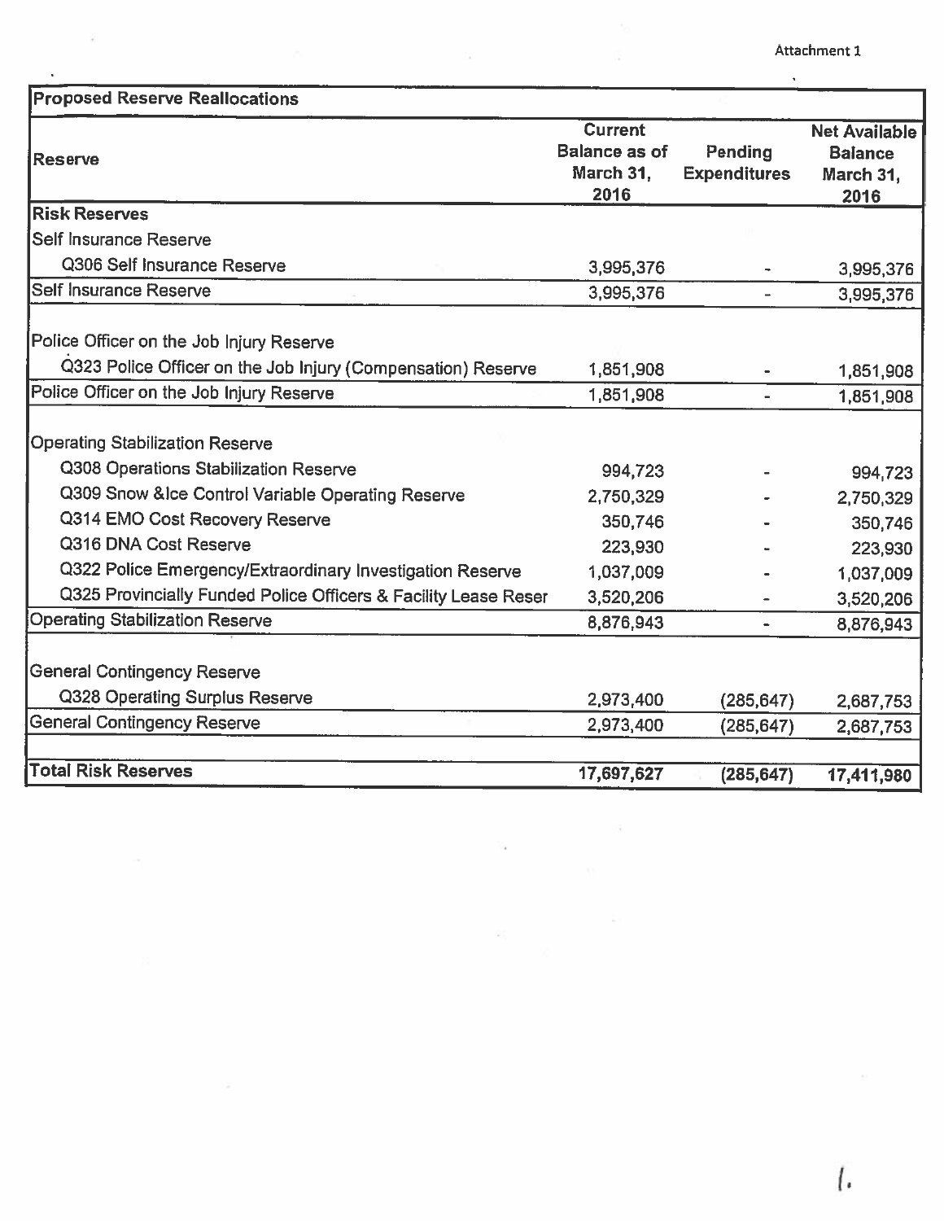Attachment 1

| Proposed Reserve Reallocations | | | |
|---|---|---|---|
| **Reserve** | **Current Balance as of March 31, 2016** | **Pending Expenditures** | **Net Available Balance March 31, 2016** |
| **Risk Reserves** | | | |
| Self Insurance Reserve | | | |
| Q306 Self Insurance Reserve | 3,995,376 | - | 3,995,376 |
| Self Insurance Reserve | 3,995,376 | - | 3,995,376 |
| | | | |
| Police Officer on the Job Injury Reserve | | | |
| Q323 Police Officer on the Job Injury (Compensation) Reserve | 1,851,908 | - | 1,851,908 |
| Police Officer on the Job Injury Reserve | 1,851,908 | - | 1,851,908 |
| | | | |
| Operating Stabilization Reserve | | | |
| Q308 Operations Stabilization Reserve | 994,723 | - | 994,723 |
| Q309 Snow &Ice Control Variable Operating Reserve | 2,750,329 | - | 2,750,329 |
| Q314 EMO Cost Recovery Reserve | 350,746 | - | 350,746 |
| Q316 DNA Cost Reserve | 223,930 | - | 223,930 |
| Q322 Police Emergency/Extraordinary Investigation Reserve | 1,037,009 | - | 1,037,009 |
| Q325 Provincially Funded Police Officers & Facility Lease Reser | 3,520,206 | - | 3,520,206 |
| Operating Stabilization Reserve | 8,876,943 | - | 8,876,943 |
| | | | |
| General Contingency Reserve | | | |
| Q328 Operating Surplus Reserve | 2,973,400 | (285,647) | 2,687,753 |
| General Contingency Reserve | 2,973,400 | (285,647) | 2,687,753 |
| | | | |
| **Total Risk Reserves** | **17,697,627** | **(285,647)** | **17,411,980** |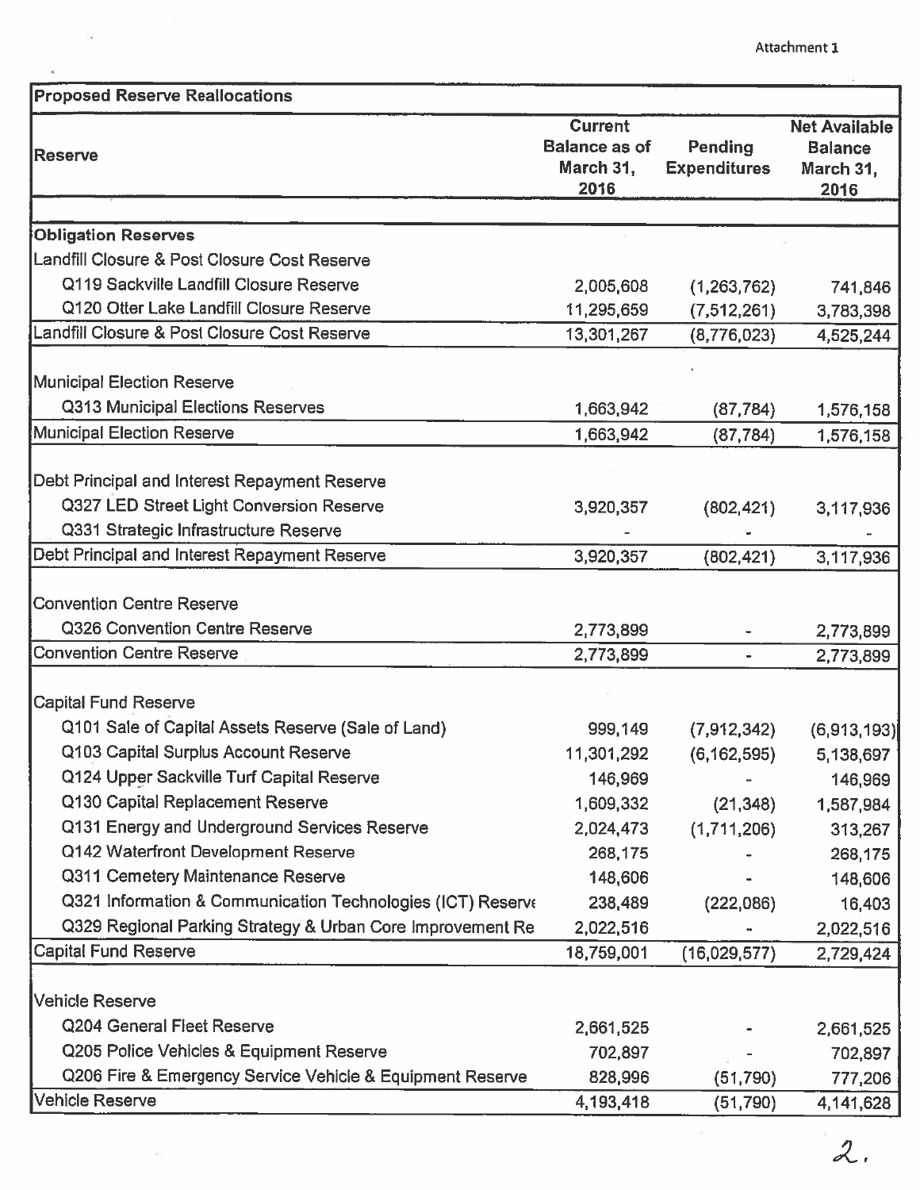Attachment 1

| Proposed Reserve Reallocations | | | |
|---|---|---|---|
| Reserve | Current Balance as of March 31, 2016 | Pending Expenditures | Net Available Balance March 31, 2016 |
| **Obligation Reserves** | | | |
| Landfill Closure & Post Closure Cost Reserve | | | |
| Q119 Sackville Landfill Closure Reserve | 2,005,608 | (1,263,762) | 741,846 |
| Q120 Otter Lake Landfill Closure Reserve | 11,295,659 | (7,512,261) | 3,783,398 |
| Landfill Closure & Post Closure Cost Reserve | 13,301,267 | (8,776,023) | 4,525,244 |
| Municipal Election Reserve | | | |
| Q313 Municipal Elections Reserves | 1,663,942 | (87,784) | 1,576,158 |
| Municipal Election Reserve | 1,663,942 | (87,784) | 1,576,158 |
| Debt Principal and Interest Repayment Reserve | | | |
| Q327 LED Street Light Conversion Reserve | 3,920,357 | (802,421) | 3,117,936 |
| Q331 Strategic Infrastructure Reserve | - | - | - |
| Debt Principal and Interest Repayment Reserve | 3,920,357 | (802,421) | 3,117,936 |
| Convention Centre Reserve | | | |
| Q326 Convention Centre Reserve | 2,773,899 | - | 2,773,899 |
| Convention Centre Reserve | 2,773,899 | - | 2,773,899 |
| Capital Fund Reserve | | | |
| Q101 Sale of Capital Assets Reserve (Sale of Land) | 999,149 | (7,912,342) | (6,913,193) |
| Q103 Capital Surplus Account Reserve | 11,301,292 | (6,162,595) | 5,138,697 |
| Q124 Upper Sackville Turf Capital Reserve | 146,969 | - | 146,969 |
| Q130 Capital Replacement Reserve | 1,609,332 | (21,348) | 1,587,984 |
| Q131 Energy and Underground Services Reserve | 2,024,473 | (1,711,206) | 313,267 |
| Q142 Waterfront Development Reserve | 268,175 | - | 268,175 |
| Q311 Cemetery Maintenance Reserve | 148,606 | - | 148,606 |
| Q321 Information & Communication Technologies (ICT) Reserve | 238,489 | (222,086) | 16,403 |
| Q329 Regional Parking Strategy & Urban Core Improvement Re | 2,022,516 | - | 2,022,516 |
| Capital Fund Reserve | 18,759,001 | (16,029,577) | 2,729,424 |
| Vehicle Reserve | | | |
| Q204 General Fleet Reserve | 2,661,525 | - | 2,661,525 |
| Q205 Police Vehicles & Equipment Reserve | 702,897 | - | 702,897 |
| Q206 Fire & Emergency Service Vehicle & Equipment Reserve | 828,996 | (51,790) | 777,206 |
| Vehicle Reserve | 4,193,418 | (51,790) | 4,141,628 |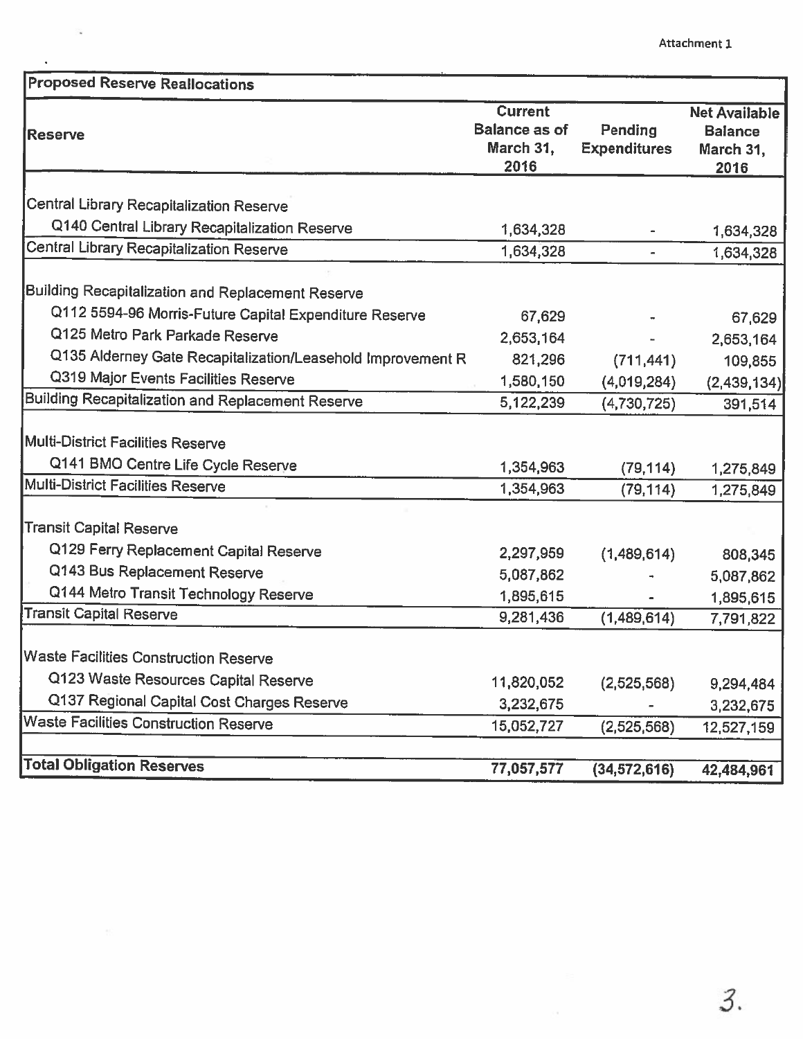Attachment 1

| Proposed Reserve Reallocations | | | |
|---|---|---|---|
| **Reserve** | **Current Balance as of March 31, 2016** | **Pending Expenditures** | **Net Available Balance March 31, 2016** |
| Central Library Recapitalization Reserve | | | |
| Q140 Central Library Recapitalization Reserve | 1,634,328 | - | 1,634,328 |
| Central Library Recapitalization Reserve | 1,634,328 | - | 1,634,328 |
| Building Recapitalization and Replacement Reserve | | | |
| Q112 5594-96 Morris-Future Capital Expenditure Reserve | 67,629 | - | 67,629 |
| Q125 Metro Park Parkade Reserve | 2,653,164 | - | 2,653,164 |
| Q135 Alderney Gate Recapitalization/Leasehold Improvement R | 821,296 | (711,441) | 109,855 |
| Q319 Major Events Facilities Reserve | 1,580,150 | (4,019,284) | (2,439,134) |
| Building Recapitalization and Replacement Reserve | 5,122,239 | (4,730,725) | 391,514 |
| Multi-District Facilities Reserve | | | |
| Q141 BMO Centre Life Cycle Reserve | 1,354,963 | (79,114) | 1,275,849 |
| Multi-District Facilities Reserve | 1,354,963 | (79,114) | 1,275,849 |
| Transit Capital Reserve | | | |
| Q129 Ferry Replacement Capital Reserve | 2,297,959 | (1,489,614) | 808,345 |
| Q143 Bus Replacement Reserve | 5,087,862 | - | 5,087,862 |
| Q144 Metro Transit Technology Reserve | 1,895,615 | - | 1,895,615 |
| Transit Capital Reserve | 9,281,436 | (1,489,614) | 7,791,822 |
| Waste Facilities Construction Reserve | | | |
| Q123 Waste Resources Capital Reserve | 11,820,052 | (2,525,568) | 9,294,484 |
| Q137 Regional Capital Cost Charges Reserve | 3,232,675 | - | 3,232,675 |
| Waste Facilities Construction Reserve | 15,052,727 | (2,525,568) | 12,527,159 |
| **Total Obligation Reserves** | **77,057,577** | **(34,572,616)** | **42,484,961** |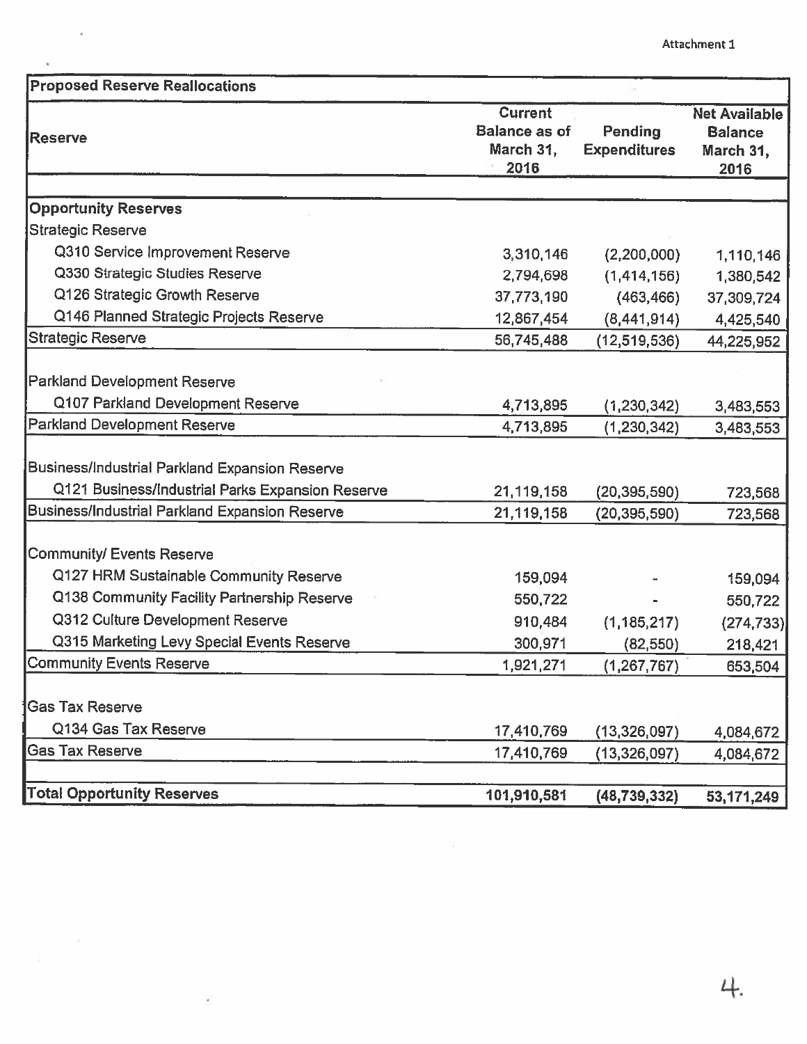Attachment 1

| Proposed Reserve Reallocations | | | |
|---|---|---|---|
| **Reserve** | **Current Balance as of March 31, 2016** | **Pending Expenditures** | **Net Available Balance March 31, 2016** |
| **Opportunity Reserves** | | | |
| Strategic Reserve | | | |
| Q310 Service Improvement Reserve | 3,310,146 | (2,200,000) | 1,110,146 |
| Q330 Strategic Studies Reserve | 2,794,698 | (1,414,156) | 1,380,542 |
| Q126 Strategic Growth Reserve | 37,773,190 | (463,466) | 37,309,724 |
| Q146 Planned Strategic Projects Reserve | 12,867,454 | (8,441,914) | 4,425,540 |
| Strategic Reserve | 56,745,488 | (12,519,536) | 44,225,952 |
| Parkland Development Reserve | | | |
| Q107 Parkland Development Reserve | 4,713,895 | (1,230,342) | 3,483,553 |
| Parkland Development Reserve | 4,713,895 | (1,230,342) | 3,483,553 |
| Business/Industrial Parkland Expansion Reserve | | | |
| Q121 Business/Industrial Parks Expansion Reserve | 21,119,158 | (20,395,590) | 723,568 |
| Business/Industrial Parkland Expansion Reserve | 21,119,158 | (20,395,590) | 723,568 |
| Community/ Events Reserve | | | |
| Q127 HRM Sustainable Community Reserve | 159,094 | - | 159,094 |
| Q138 Community Facility Partnership Reserve | 550,722 | - | 550,722 |
| Q312 Culture Development Reserve | 910,484 | (1,185,217) | (274,733) |
| Q315 Marketing Levy Special Events Reserve | 300,971 | (82,550) | 218,421 |
| Community Events Reserve | 1,921,271 | (1,267,767) | 653,504 |
| Gas Tax Reserve | | | |
| Q134 Gas Tax Reserve | 17,410,769 | (13,326,097) | 4,084,672 |
| Gas Tax Reserve | 17,410,769 | (13,326,097) | 4,084,672 |
| **Total Opportunity Reserves** | **101,910,581** | **(48,739,332)** | **53,171,249** |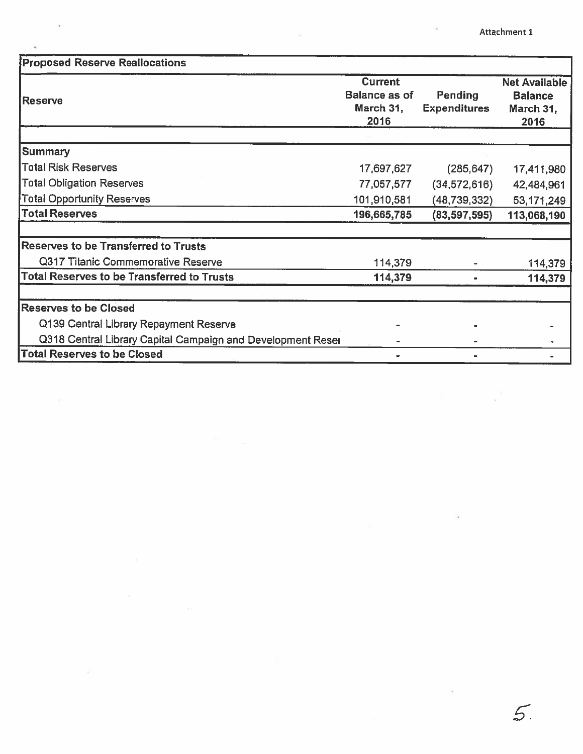Attachment 1

| Proposed Reserve Reallocations | | | |
|---|---|---|---|
| Reserve | Current Balance as of March 31, 2016 | Pending Expenditures | Net Available Balance March 31, 2016 |
| | | | |
| **Summary** | | | |
| Total Risk Reserves | 17,697,627 | (285,647) | 17,411,980 |
| Total Obligation Reserves | 77,057,577 | (34,572,616) | 42,484,961 |
| Total Opportunity Reserves | 101,910,581 | (48,739,332) | 53,171,249 |
| **Total Reserves** | **196,665,785** | **(83,597,595)** | **113,068,190** |
| | | | |
| **Reserves to be Transferred to Trusts** | | | |
| Q317 Titanic Commemorative Reserve | 114,379 | - | 114,379 |
| **Total Reserves to be Transferred to Trusts** | **114,379** | **-** | **114,379** |
| | | | |
| **Reserves to be Closed** | | | |
| Q139 Central Library Repayment Reserve | - | - | - |
| Q318 Central Library Capital Campaign and Development Resei | - | - | - |
| **Total Reserves to be Closed** | **-** | **-** | **-** |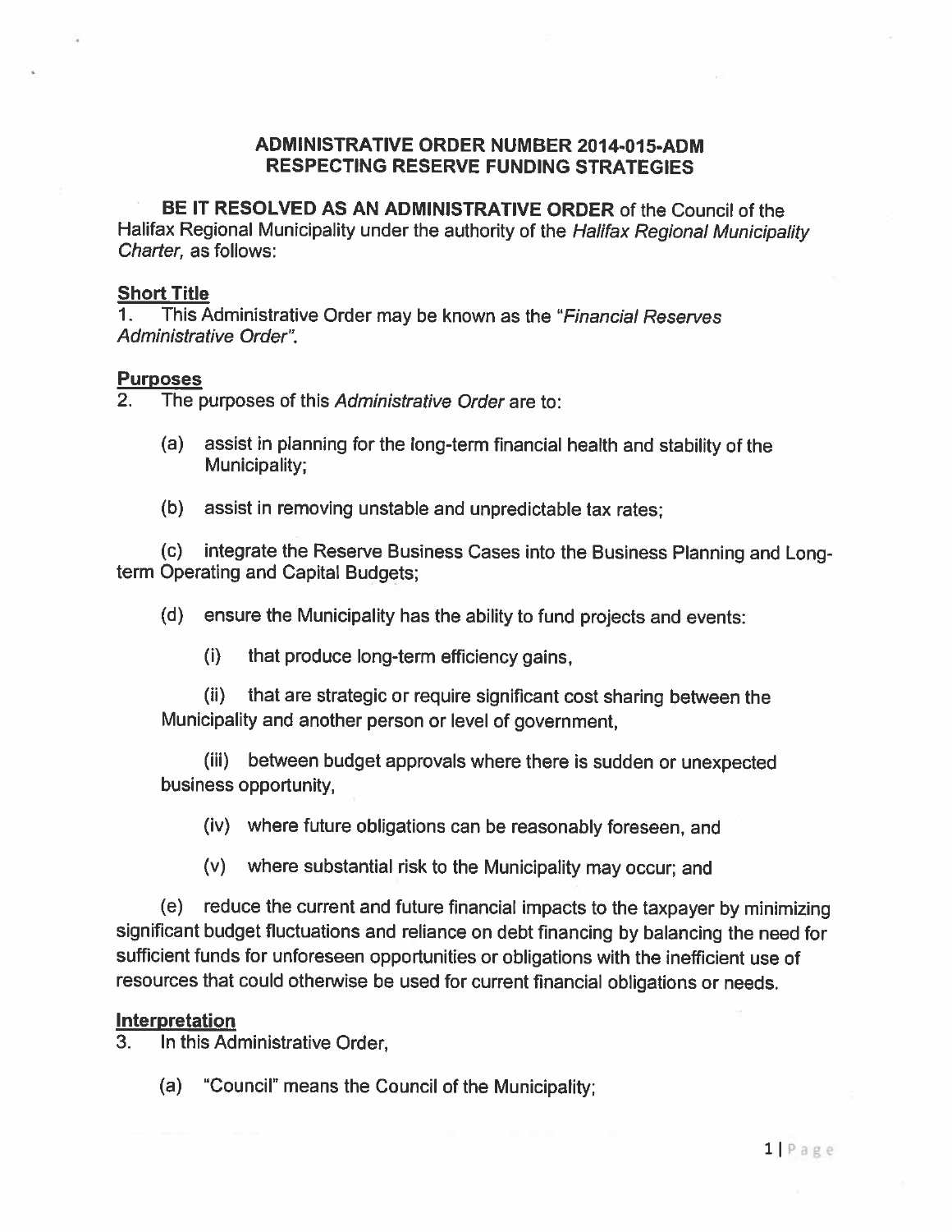**ADMINISTRATIVE ORDER NUMBER 2014-015-ADM**
**RESPECTING RESERVE FUNDING STRATEGIES**

**BE IT RESOLVED AS AN ADMINISTRATIVE ORDER** of the Council of the Halifax Regional Municipality under the authority of the *Halifax Regional Municipality Charter*, as follows:

**Short Title**

1. This Administrative Order may be known as the "*Financial Reserves Administrative Order*".

**Purposes**

2. The purposes of this *Administrative Order* are to:

(a) assist in planning for the long-term financial health and stability of the Municipality;

(b) assist in removing unstable and unpredictable tax rates;

(c) integrate the Reserve Business Cases into the Business Planning and Long-term Operating and Capital Budgets;

(d) ensure the Municipality has the ability to fund projects and events:

(i) that produce long-term efficiency gains,

(ii) that are strategic or require significant cost sharing between the Municipality and another person or level of government,

(iii) between budget approvals where there is sudden or unexpected business opportunity,

(iv) where future obligations can be reasonably foreseen, and

(v) where substantial risk to the Municipality may occur; and

(e) reduce the current and future financial impacts to the taxpayer by minimizing significant budget fluctuations and reliance on debt financing by balancing the need for sufficient funds for unforeseen opportunities or obligations with the inefficient use of resources that could otherwise be used for current financial obligations or needs.

**Interpretation**

3. In this Administrative Order,

(a) "Council" means the Council of the Municipality;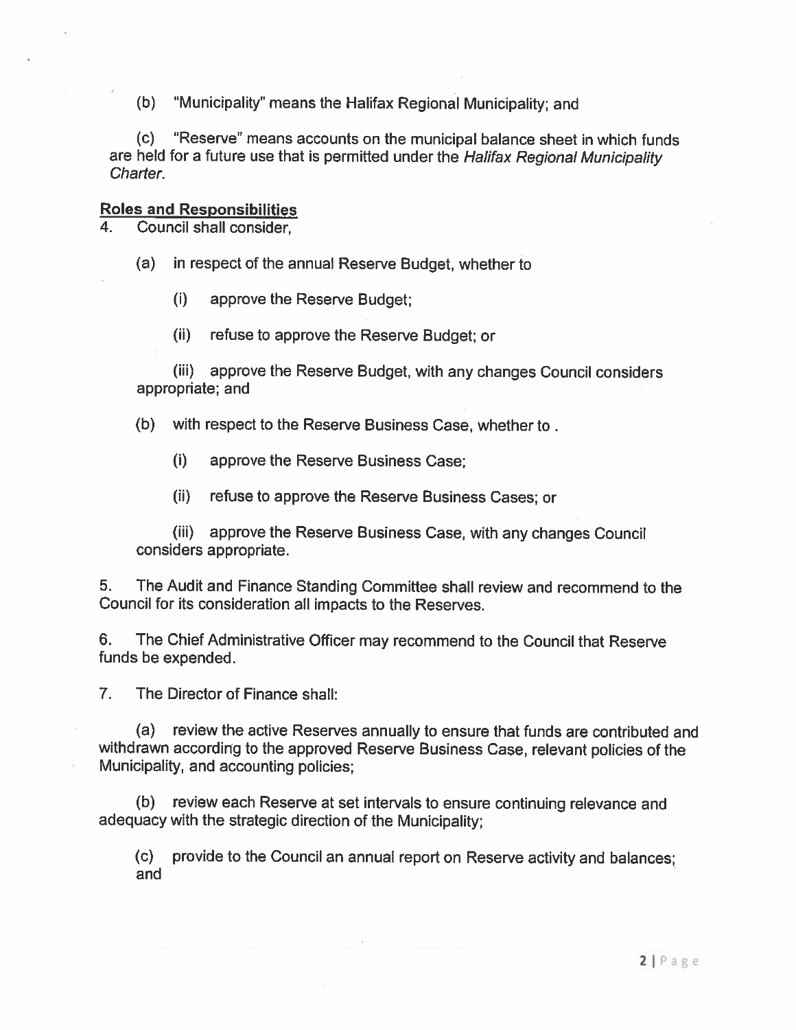(b) "Municipality" means the Halifax Regional Municipality; and

(c) "Reserve" means accounts on the municipal balance sheet in which funds are held for a future use that is permitted under the *Halifax Regional Municipality Charter*.

**Roles and Responsibilities**

4. Council shall consider,

   (a) in respect of the annual Reserve Budget, whether to

      (i) approve the Reserve Budget;

      (ii) refuse to approve the Reserve Budget; or

      (iii) approve the Reserve Budget, with any changes Council considers appropriate; and

   (b) with respect to the Reserve Business Case, whether to .

      (i) approve the Reserve Business Case;

      (ii) refuse to approve the Reserve Business Cases; or

      (iii) approve the Reserve Business Case, with any changes Council considers appropriate.

5. The Audit and Finance Standing Committee shall review and recommend to the Council for its consideration all impacts to the Reserves.

6. The Chief Administrative Officer may recommend to the Council that Reserve funds be expended.

7. The Director of Finance shall:

   (a) review the active Reserves annually to ensure that funds are contributed and withdrawn according to the approved Reserve Business Case, relevant policies of the Municipality, and accounting policies;

   (b) review each Reserve at set intervals to ensure continuing relevance and adequacy with the strategic direction of the Municipality;

   (c) provide to the Council an annual report on Reserve activity and balances; and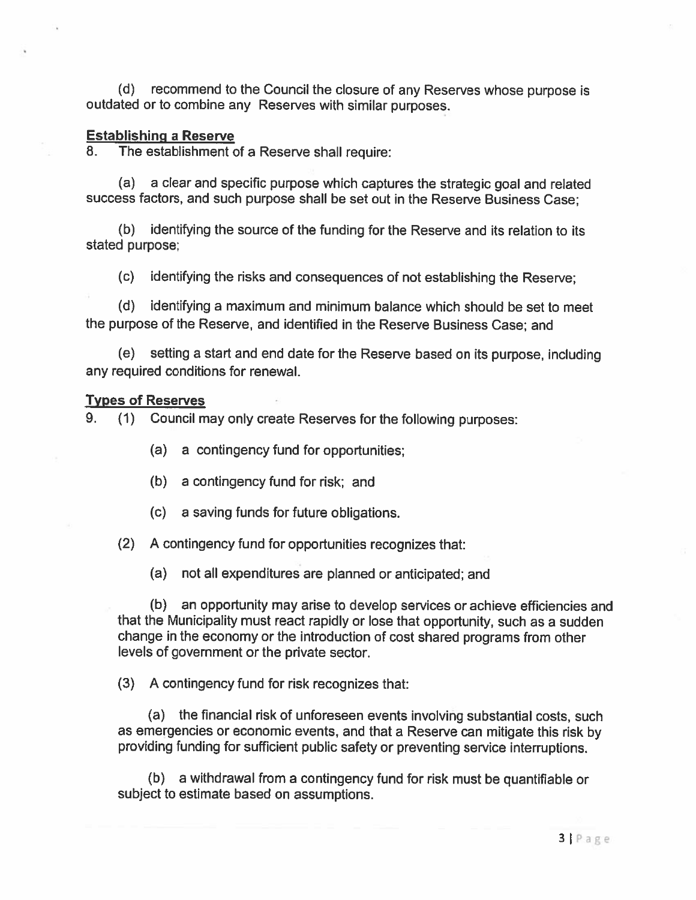(d) recommend to the Council the closure of any Reserves whose purpose is outdated or to combine any Reserves with similar purposes.

**<u>Establishing a Reserve</u>**

8. The establishment of a Reserve shall require:

(a) a clear and specific purpose which captures the strategic goal and related success factors, and such purpose shall be set out in the Reserve Business Case;

(b) identifying the source of the funding for the Reserve and its relation to its stated purpose;

(c) identifying the risks and consequences of not establishing the Reserve;

(d) identifying a maximum and minimum balance which should be set to meet the purpose of the Reserve, and identified in the Reserve Business Case; and

(e) setting a start and end date for the Reserve based on its purpose, including any required conditions for renewal.

**<u>Types of Reserves</u>**

9. (1) Council may only create Reserves for the following purposes:

(a) a contingency fund for opportunities;

(b) a contingency fund for risk; and

(c) a saving funds for future obligations.

(2) A contingency fund for opportunities recognizes that:

(a) not all expenditures are planned or anticipated; and

(b) an opportunity may arise to develop services or achieve efficiencies and that the Municipality must react rapidly or lose that opportunity, such as a sudden change in the economy or the introduction of cost shared programs from other levels of government or the private sector.

(3) A contingency fund for risk recognizes that:

(a) the financial risk of unforeseen events involving substantial costs, such as emergencies or economic events, and that a Reserve can mitigate this risk by providing funding for sufficient public safety or preventing service interruptions.

(b) a withdrawal from a contingency fund for risk must be quantifiable or subject to estimate based on assumptions.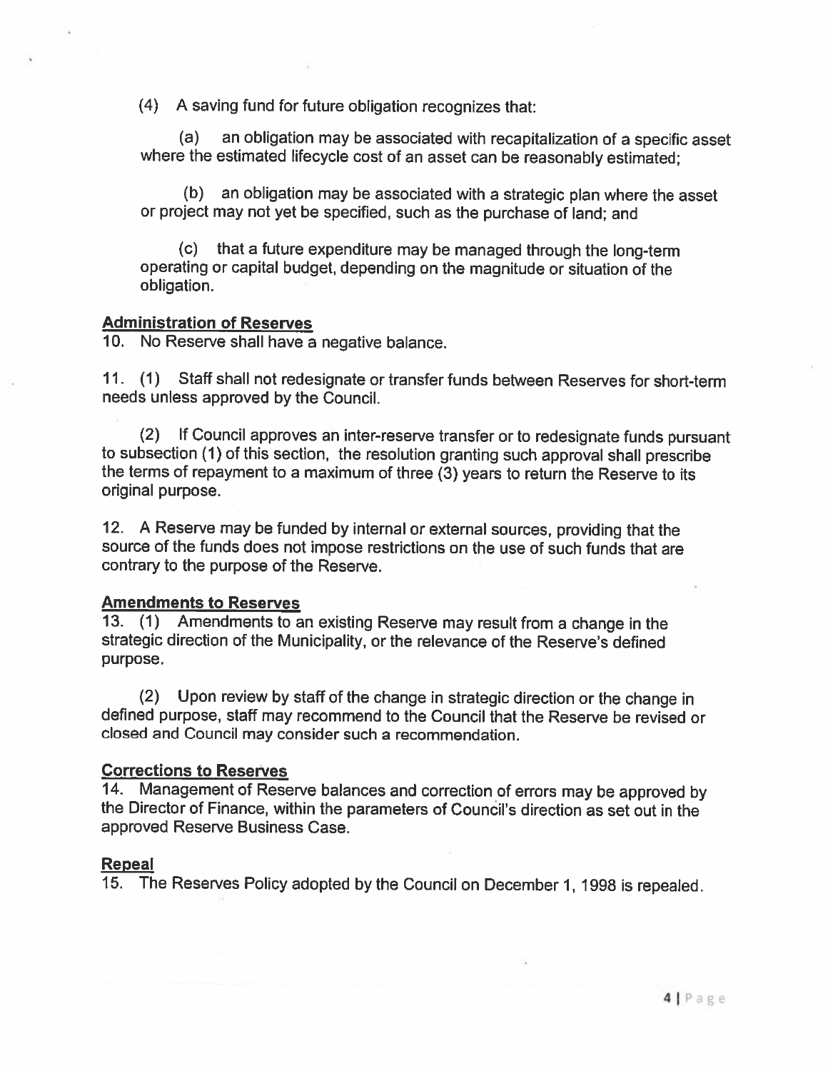(4) A saving fund for future obligation recognizes that:

(a) an obligation may be associated with recapitalization of a specific asset where the estimated lifecycle cost of an asset can be reasonably estimated;

(b) an obligation may be associated with a strategic plan where the asset or project may not yet be specified, such as the purchase of land; and

(c) that a future expenditure may be managed through the long-term operating or capital budget, depending on the magnitude or situation of the obligation.

**Administration of Reserves**

10. No Reserve shall have a negative balance.

11. (1) Staff shall not redesignate or transfer funds between Reserves for short-term needs unless approved by the Council.

(2) If Council approves an inter-reserve transfer or to redesignate funds pursuant to subsection (1) of this section, the resolution granting such approval shall prescribe the terms of repayment to a maximum of three (3) years to return the Reserve to its original purpose.

12. A Reserve may be funded by internal or external sources, providing that the source of the funds does not impose restrictions on the use of such funds that are contrary to the purpose of the Reserve.

**Amendments to Reserves**

13. (1) Amendments to an existing Reserve may result from a change in the strategic direction of the Municipality, or the relevance of the Reserve's defined purpose.

(2) Upon review by staff of the change in strategic direction or the change in defined purpose, staff may recommend to the Council that the Reserve be revised or closed and Council may consider such a recommendation.

**Corrections to Reserves**

14. Management of Reserve balances and correction of errors may be approved by the Director of Finance, within the parameters of Council's direction as set out in the approved Reserve Business Case.

**Repeal**

15. The Reserves Policy adopted by the Council on December 1, 1998 is repealed.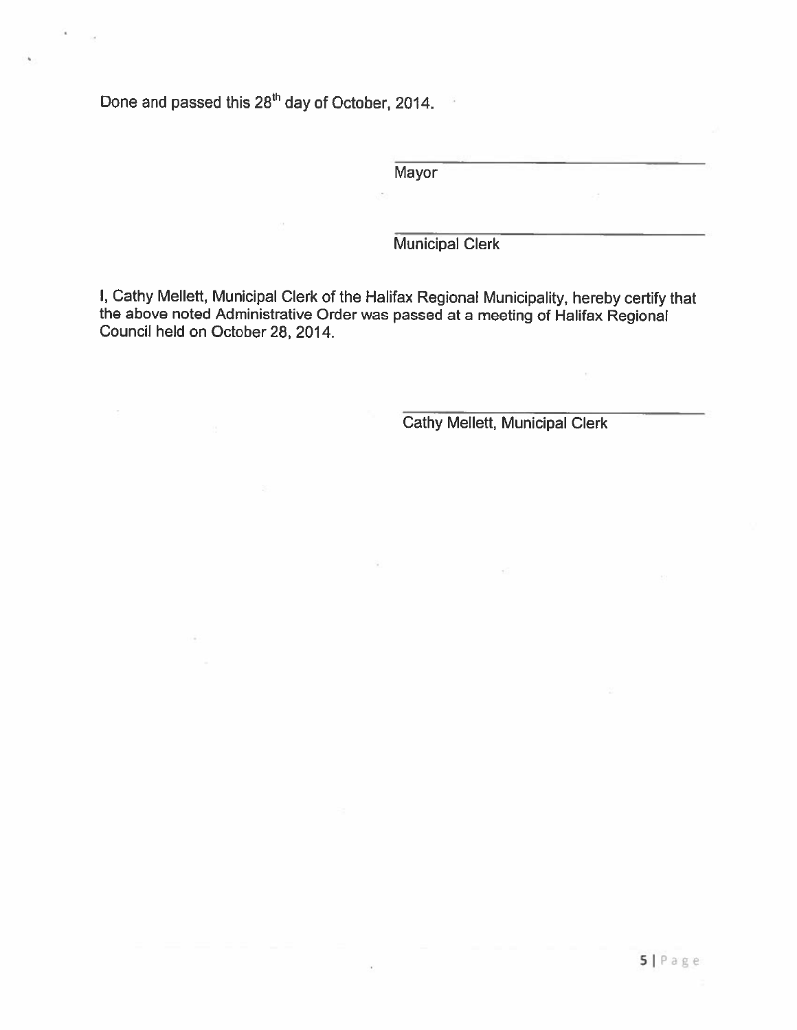Done and passed this 28th day of October, 2014.

\_\_\_\_\_\_\_\_\_\_\_\_\_\_\_\_\_\_\_\_\_\_\_\_\_\_\_\_\_\_
Mayor

\_\_\_\_\_\_\_\_\_\_\_\_\_\_\_\_\_\_\_\_\_\_\_\_\_\_\_\_\_\_
Municipal Clerk

I, Cathy Mellett, Municipal Clerk of the Halifax Regional Municipality, hereby certify that the above noted Administrative Order was passed at a meeting of Halifax Regional Council held on October 28, 2014.

\_\_\_\_\_\_\_\_\_\_\_\_\_\_\_\_\_\_\_\_\_\_\_\_\_\_\_\_\_\_
Cathy Mellett, Municipal Clerk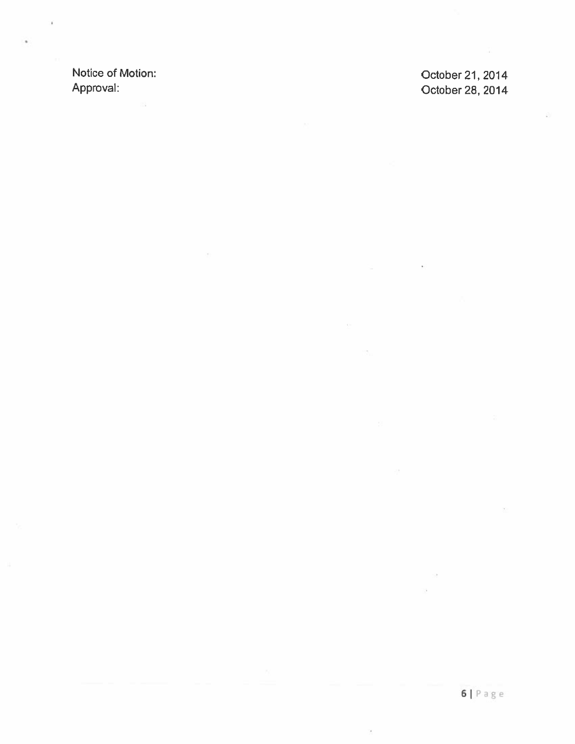| | |
|---|---|
| Notice of Motion: | October 21, 2014 |
| Approval: | October 28, 2014 |